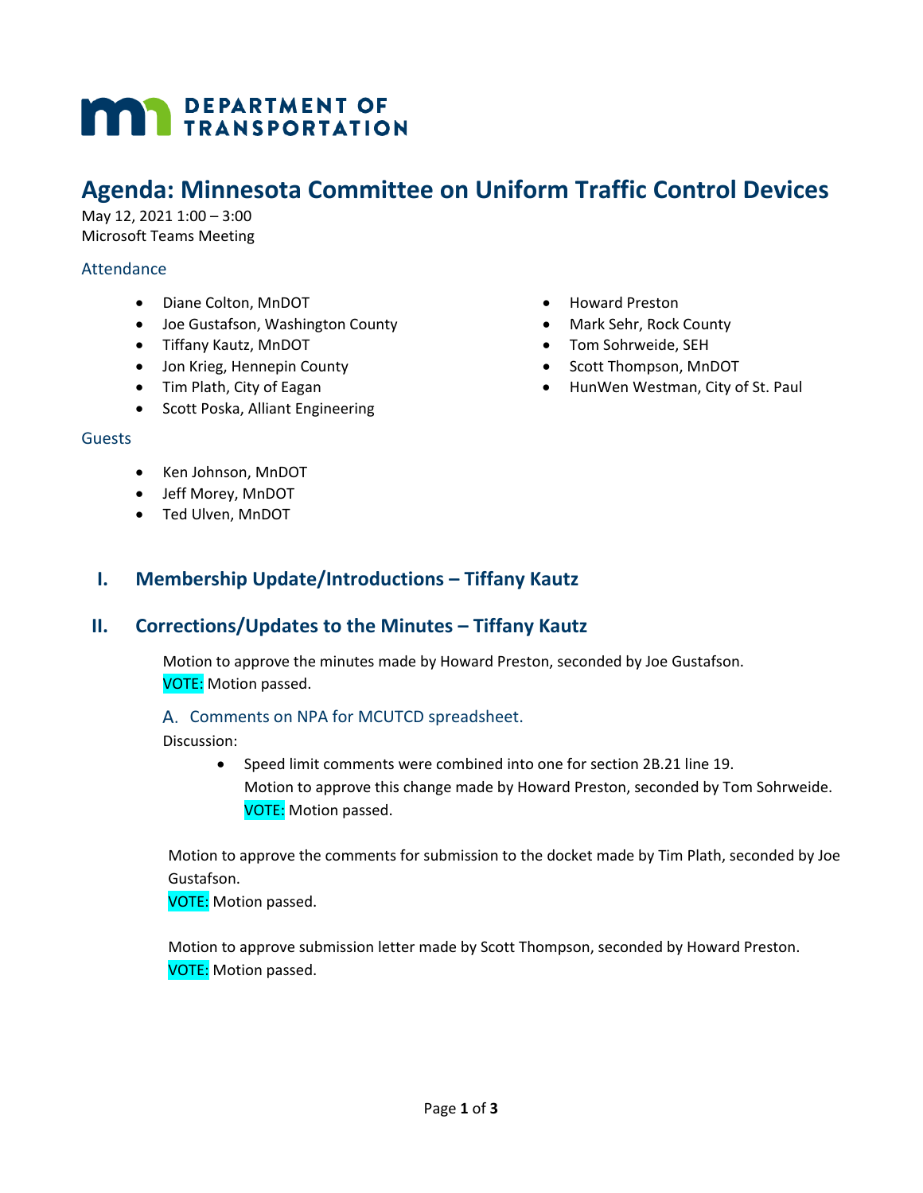DEPARTMENT OF TRANSPORTATION

# Agenda: Minnesota Committee on Uniform Traffic Control Devices

May 12, 2021 1:00 – 3:00
Microsoft Teams Meeting

### Attendance

- Diane Colton, MnDOT
- Joe Gustafson, Washington County
- Tiffany Kautz, MnDOT
- Jon Krieg, Hennepin County
- Tim Plath, City of Eagan
- Scott Poska, Alliant Engineering
- Howard Preston
- Mark Sehr, Rock County
- Tom Sohrweide, SEH
- Scott Thompson, MnDOT
- HunWen Westman, City of St. Paul

### Guests

- Ken Johnson, MnDOT
- Jeff Morey, MnDOT
- Ted Ulven, MnDOT

## I. Membership Update/Introductions – Tiffany Kautz

## II. Corrections/Updates to the Minutes – Tiffany Kautz

Motion to approve the minutes made by Howard Preston, seconded by Joe Gustafson.
VOTE: Motion passed.

### A. Comments on NPA for MCUTCD spreadsheet.

Discussion:

- Speed limit comments were combined into one for section 2B.21 line 19.
  Motion to approve this change made by Howard Preston, seconded by Tom Sohrweide.
  VOTE: Motion passed.

Motion to approve the comments for submission to the docket made by Tim Plath, seconded by Joe Gustafson.
VOTE: Motion passed.

Motion to approve submission letter made by Scott Thompson, seconded by Howard Preston.
VOTE: Motion passed.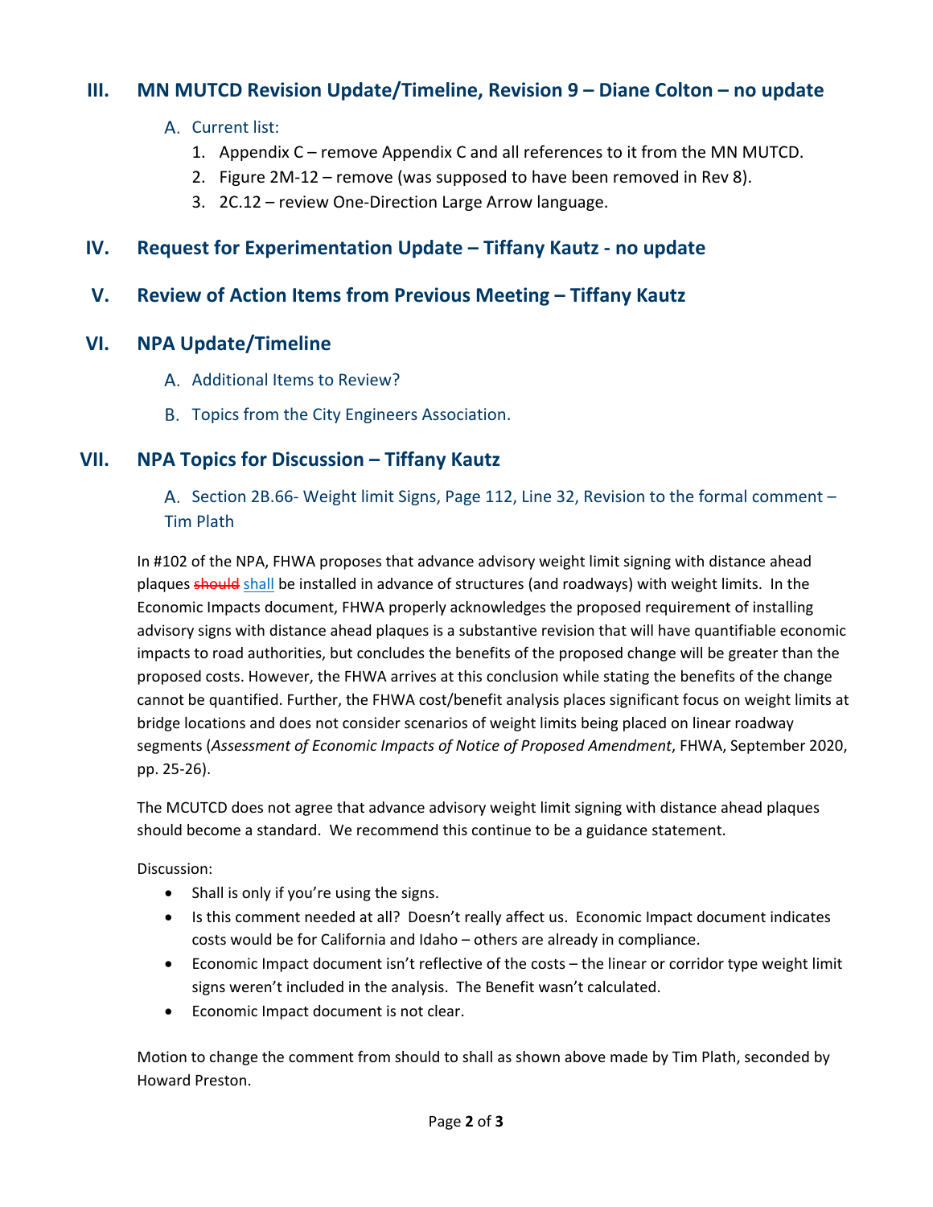## III. MN MUTCD Revision Update/Timeline, Revision 9 – Diane Colton – no update

### A. Current list:

1. Appendix C – remove Appendix C and all references to it from the MN MUTCD.
2. Figure 2M-12 – remove (was supposed to have been removed in Rev 8).
3. 2C.12 – review One-Direction Large Arrow language.

## IV. Request for Experimentation Update – Tiffany Kautz - no update

## V. Review of Action Items from Previous Meeting – Tiffany Kautz

## VI. NPA Update/Timeline

### A. Additional Items to Review?

### B. Topics from the City Engineers Association.

## VII. NPA Topics for Discussion – Tiffany Kautz

### A. Section 2B.66- Weight limit Signs, Page 112, Line 32, Revision to the formal comment – Tim Plath

In #102 of the NPA, FHWA proposes that advance advisory weight limit signing with distance ahead plaques ~~should~~ shall be installed in advance of structures (and roadways) with weight limits. In the Economic Impacts document, FHWA properly acknowledges the proposed requirement of installing advisory signs with distance ahead plaques is a substantive revision that will have quantifiable economic impacts to road authorities, but concludes the benefits of the proposed change will be greater than the proposed costs. However, the FHWA arrives at this conclusion while stating the benefits of the change cannot be quantified. Further, the FHWA cost/benefit analysis places significant focus on weight limits at bridge locations and does not consider scenarios of weight limits being placed on linear roadway segments (*Assessment of Economic Impacts of Notice of Proposed Amendment*, FHWA, September 2020, pp. 25-26).

The MCUTCD does not agree that advance advisory weight limit signing with distance ahead plaques should become a standard. We recommend this continue to be a guidance statement.

Discussion:

- Shall is only if you're using the signs.
- Is this comment needed at all? Doesn't really affect us. Economic Impact document indicates costs would be for California and Idaho – others are already in compliance.
- Economic Impact document isn't reflective of the costs – the linear or corridor type weight limit signs weren't included in the analysis. The Benefit wasn't calculated.
- Economic Impact document is not clear.

Motion to change the comment from should to shall as shown above made by Tim Plath, seconded by Howard Preston.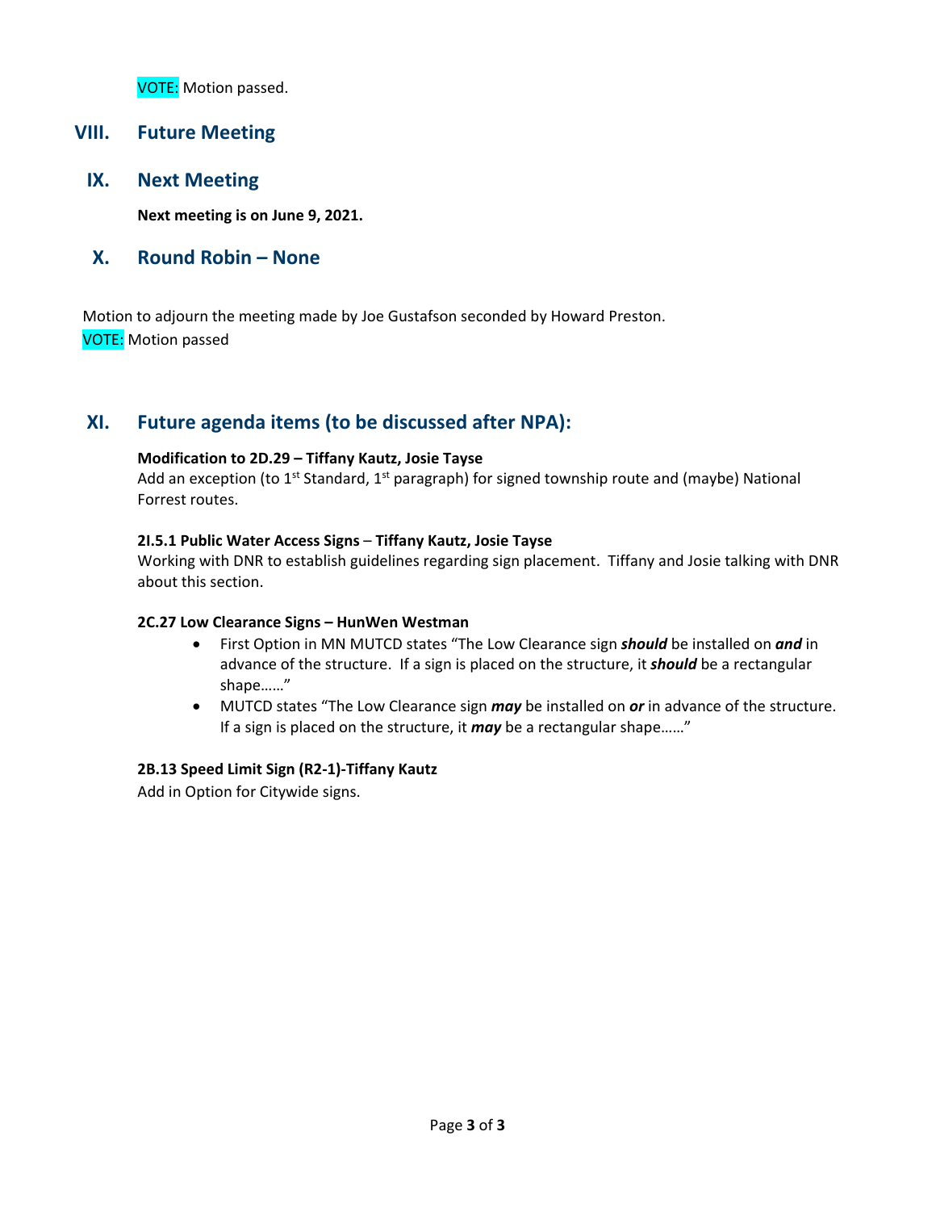VOTE: Motion passed.

## VIII. Future Meeting

## IX. Next Meeting

**Next meeting is on June 9, 2021.**

## X. Round Robin – None

Motion to adjourn the meeting made by Joe Gustafson seconded by Howard Preston.
VOTE: Motion passed

## XI. Future agenda items (to be discussed after NPA):

**Modification to 2D.29 – Tiffany Kautz, Josie Tayse**
Add an exception (to 1st Standard, 1st paragraph) for signed township route and (maybe) National Forrest routes.

**2I.5.1 Public Water Access Signs – Tiffany Kautz, Josie Tayse**
Working with DNR to establish guidelines regarding sign placement. Tiffany and Josie talking with DNR about this section.

**2C.27 Low Clearance Signs – HunWen Westman**

- First Option in MN MUTCD states "The Low Clearance sign ***should*** be installed on ***and*** in advance of the structure. If a sign is placed on the structure, it ***should*** be a rectangular shape……"
- MUTCD states "The Low Clearance sign ***may*** be installed on ***or*** in advance of the structure. If a sign is placed on the structure, it ***may*** be a rectangular shape……"

**2B.13 Speed Limit Sign (R2-1)-Tiffany Kautz**
Add in Option for Citywide signs.